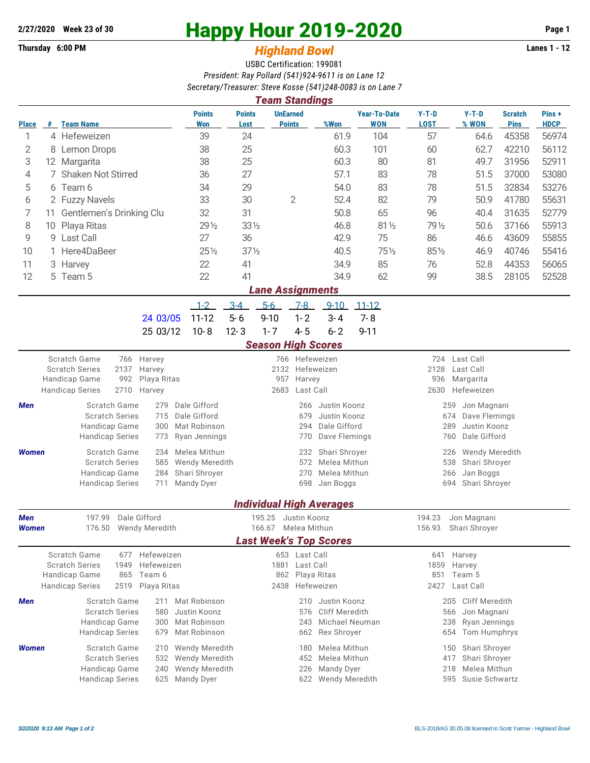**2/27/2020 Week 23 of 30**

**Thursday 6:00 PM**

# Happy Hour 2019-2020

## *Highland Bowl*

**Lanes 1 - 12**

USBC Certification: 199081

*President: Ray Pollard (541)924-9611 is on Lane 12*

*Secretary/Treasurer: Steve Kosse (541)248-0083 is on Lane 7*

### *Team Standings*

| Place | # | Team Name | Points Won | Points Lost | UnEarned Points | %Won | Year-To-Date WON | Y-T-D LOST | Y-T-D % WON | Scratch Pins | Pins + HDCP |
|---|---|---|---|---|---|---|---|---|---|---|---|
| 1 | 4 | Hefeweizen | 39 | 24 | | 61.9 | 104 | 57 | 64.6 | 45358 | 56974 |
| 2 | 8 | Lemon Drops | 38 | 25 | | 60.3 | 101 | 60 | 62.7 | 42210 | 56112 |
| 3 | 12 | Margarita | 38 | 25 | | 60.3 | 80 | 81 | 49.7 | 31956 | 52911 |
| 4 | 7 | Shaken Not Stirred | 36 | 27 | | 57.1 | 83 | 78 | 51.5 | 37000 | 53080 |
| 5 | 6 | Team 6 | 34 | 29 | | 54.0 | 83 | 78 | 51.5 | 32834 | 53276 |
| 6 | 2 | Fuzzy Navels | 33 | 30 | 2 | 52.4 | 82 | 79 | 50.9 | 41780 | 55631 |
| 7 | 11 | Gentlemen's Drinking Clu | 32 | 31 | | 50.8 | 65 | 96 | 40.4 | 31635 | 52779 |
| 8 | 10 | Playa Ritas | 29½ | 33½ | | 46.8 | 81½ | 79½ | 50.6 | 37166 | 55913 |
| 9 | 9 | Last Call | 27 | 36 | | 42.9 | 75 | 86 | 46.6 | 43609 | 55855 |
| 10 | 1 | Here4DaBeer | 25½ | 37½ | | 40.5 | 75½ | 85½ | 46.9 | 40746 | 55416 |
| 11 | 3 | Harvey | 22 | 41 | | 34.9 | 85 | 76 | 52.8 | 44353 | 56065 |
| 12 | 5 | Team 5 | 22 | 41 | | 34.9 | 62 | 99 | 38.5 | 28105 | 52528 |

### *Lane Assignments*

| | 1-2 | 3-4 | 5-6 | 7-8 | 9-10 | 11-12 |
|---|---|---|---|---|---|---|
| 24 03/05 | 11-12 | 5-6 | 9-10 | 1-2 | 3-4 | 7-8 |
| 25 03/12 | 10-8 | 12-3 | 1-7 | 4-5 | 6-2 | 9-11 |

### *Season High Scores*

| | | | | | | | |
|---|---|---|---|---|---|---|---|
| | Scratch Game | 766 | Harvey | 766 | Hefeweizen | 724 | Last Call |
| | Scratch Series | 2137 | Harvey | 2132 | Hefeweizen | 2128 | Last Call |
| | Handicap Game | 992 | Playa Ritas | 957 | Harvey | 936 | Margarita |
| | Handicap Series | 2710 | Harvey | 2683 | Last Call | 2630 | Hefeweizen |
| **Men** | Scratch Game | 279 | Dale Gifford | 266 | Justin Koonz | 259 | Jon Magnani |
| | Scratch Series | 715 | Dale Gifford | 679 | Justin Koonz | 674 | Dave Flemings |
| | Handicap Game | 300 | Mat Robinson | 294 | Dale Gifford | 289 | Justin Koonz |
| | Handicap Series | 773 | Ryan Jennings | 770 | Dave Flemings | 760 | Dale Gifford |
| **Women** | Scratch Game | 234 | Melea Mithun | 232 | Shari Shroyer | 226 | Wendy Meredith |
| | Scratch Series | 585 | Wendy Meredith | 572 | Melea Mithun | 538 | Shari Shroyer |
| | Handicap Game | 284 | Shari Shroyer | 270 | Melea Mithun | 266 | Jan Boggs |
| | Handicap Series | 711 | Mandy Dyer | 698 | Jan Boggs | 694 | Shari Shroyer |

### *Individual High Averages*

| | | | | | | |
|---|---|---|---|---|---|---|
| **Men** | 197.99 | Dale Gifford | 195.25 | Justin Koonz | 194.23 | Jon Magnani |
| **Women** | 176.50 | Wendy Meredith | 166.67 | Melea Mithun | 156.93 | Shari Shroyer |

### *Last Week's Top Scores*

| | | | | | | | |
|---|---|---|---|---|---|---|---|
| | Scratch Game | 677 | Hefeweizen | 653 | Last Call | 641 | Harvey |
| | Scratch Series | 1949 | Hefeweizen | 1881 | Last Call | 1859 | Harvey |
| | Handicap Game | 865 | Team 6 | 862 | Playa Ritas | 851 | Team 5 |
| | Handicap Series | 2519 | Playa Ritas | 2438 | Hefeweizen | 2427 | Last Call |
| **Men** | Scratch Game | 211 | Mat Robinson | 210 | Justin Koonz | 205 | Cliff Meredith |
| | Scratch Series | 580 | Justin Koonz | 576 | Cliff Meredith | 566 | Jon Magnani |
| | Handicap Game | 300 | Mat Robinson | 243 | Michael Neuman | 238 | Ryan Jennings |
| | Handicap Series | 679 | Mat Robinson | 662 | Rex Shroyer | 654 | Tom Humphrys |
| **Women** | Scratch Game | 210 | Wendy Meredith | 180 | Melea Mithun | 150 | Shari Shroyer |
| | Scratch Series | 532 | Wendy Meredith | 452 | Melea Mithun | 417 | Shari Shroyer |
| | Handicap Game | 240 | Wendy Meredith | 226 | Mandy Dyer | 218 | Melea Mithun |
| | Handicap Series | 625 | Mandy Dyer | 622 | Wendy Meredith | 595 | Susie Schwartz |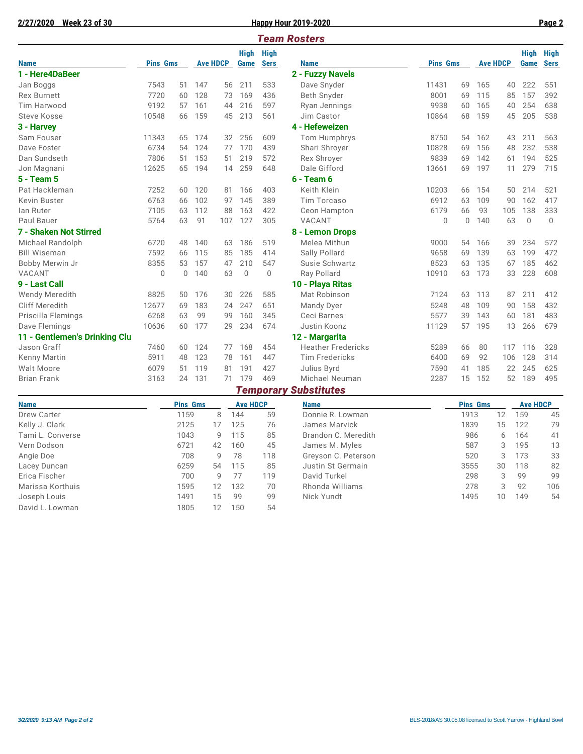## Team Rosters

| Name | Pins | Gms | Ave | HDCP | High Game | High Sers |
|---|---|---|---|---|---|---|
| **1 - Here4DaBeer** | | | | | | |
| Jan Boggs | 7543 | 51 | 147 | 56 | 211 | 533 |
| Rex Burnett | 7720 | 60 | 128 | 73 | 169 | 436 |
| Tim Harwood | 9192 | 57 | 161 | 44 | 216 | 597 |
| Steve Kosse | 10548 | 66 | 159 | 45 | 213 | 561 |
| **3 - Harvey** | | | | | | |
| Sam Fouser | 11343 | 65 | 174 | 32 | 256 | 609 |
| Dave Foster | 6734 | 54 | 124 | 77 | 170 | 439 |
| Dan Sundseth | 7806 | 51 | 153 | 51 | 219 | 572 |
| Jon Magnani | 12625 | 65 | 194 | 14 | 259 | 648 |
| **5 - Team 5** | | | | | | |
| Pat Hackleman | 7252 | 60 | 120 | 81 | 166 | 403 |
| Kevin Buster | 6763 | 66 | 102 | 97 | 145 | 389 |
| Ian Ruter | 7105 | 63 | 112 | 88 | 163 | 422 |
| Paul Bauer | 5764 | 63 | 91 | 107 | 127 | 305 |
| **7 - Shaken Not Stirred** | | | | | | |
| Michael Randolph | 6720 | 48 | 140 | 63 | 186 | 519 |
| Bill Wiseman | 7592 | 66 | 115 | 85 | 185 | 414 |
| Bobby Merwin Jr | 8355 | 53 | 157 | 47 | 210 | 547 |
| VACANT | 0 | 0 | 140 | 63 | 0 | 0 |
| **9 - Last Call** | | | | | | |
| Wendy Meredith | 8825 | 50 | 176 | 30 | 226 | 585 |
| Cliff Meredith | 12677 | 69 | 183 | 24 | 247 | 651 |
| Priscilla Flemings | 6268 | 63 | 99 | 99 | 160 | 345 |
| Dave Flemings | 10636 | 60 | 177 | 29 | 234 | 674 |
| **11 - Gentlemen's Drinking Clu** | | | | | | |
| Jason Graff | 7460 | 60 | 124 | 77 | 168 | 454 |
| Kenny Martin | 5911 | 48 | 123 | 78 | 161 | 447 |
| Walt Moore | 6079 | 51 | 119 | 81 | 191 | 427 |
| Brian Frank | 3163 | 24 | 131 | 71 | 179 | 469 |

| Name | Pins | Gms | Ave | HDCP | High Game | High Sers |
|---|---|---|---|---|---|---|
| **2 - Fuzzy Navels** | | | | | | |
| Dave Snyder | 11431 | 69 | 165 | 40 | 222 | 551 |
| Beth Snyder | 8001 | 69 | 115 | 85 | 157 | 392 |
| Ryan Jennings | 9938 | 60 | 165 | 40 | 254 | 638 |
| Jim Castor | 10864 | 68 | 159 | 45 | 205 | 538 |
| **4 - Hefeweizen** | | | | | | |
| Tom Humphrys | 8750 | 54 | 162 | 43 | 211 | 563 |
| Shari Shroyer | 10828 | 69 | 156 | 48 | 232 | 538 |
| Rex Shroyer | 9839 | 69 | 142 | 61 | 194 | 525 |
| Dale Gifford | 13661 | 69 | 197 | 11 | 279 | 715 |
| **6 - Team 6** | | | | | | |
| Keith Klein | 10203 | 66 | 154 | 50 | 214 | 521 |
| Tim Torcaso | 6912 | 63 | 109 | 90 | 162 | 417 |
| Ceon Hampton | 6179 | 66 | 93 | 105 | 138 | 333 |
| VACANT | 0 | 0 | 140 | 63 | 0 | 0 |
| **8 - Lemon Drops** | | | | | | |
| Melea Mithun | 9000 | 54 | 166 | 39 | 234 | 572 |
| Sally Pollard | 9658 | 69 | 139 | 63 | 199 | 472 |
| Susie Schwartz | 8523 | 63 | 135 | 67 | 185 | 462 |
| Ray Pollard | 10910 | 63 | 173 | 33 | 228 | 608 |
| **10 - Playa Ritas** | | | | | | |
| Mat Robinson | 7124 | 63 | 113 | 87 | 211 | 412 |
| Mandy Dyer | 5248 | 48 | 109 | 90 | 158 | 432 |
| Ceci Barnes | 5577 | 39 | 143 | 60 | 181 | 483 |
| Justin Koonz | 11129 | 57 | 195 | 13 | 266 | 679 |
| **12 - Margarita** | | | | | | |
| Heather Fredericks | 5289 | 66 | 80 | 117 | 116 | 328 |
| Tim Fredericks | 6400 | 69 | 92 | 106 | 128 | 314 |
| Julius Byrd | 7590 | 41 | 185 | 22 | 245 | 625 |
| Michael Neuman | 2287 | 15 | 152 | 52 | 189 | 495 |

## Temporary Substitutes

| Name | Pins | Gms | Ave | HDCP |
|---|---|---|---|---|
| Drew Carter | 1159 | 8 | 144 | 59 |
| Kelly J. Clark | 2125 | 17 | 125 | 76 |
| Tami L. Converse | 1043 | 9 | 115 | 85 |
| Vern Dodson | 6721 | 42 | 160 | 45 |
| Angie Doe | 708 | 9 | 78 | 118 |
| Lacey Duncan | 6259 | 54 | 115 | 85 |
| Erica Fischer | 700 | 9 | 77 | 119 |
| Marissa Korthuis | 1595 | 12 | 132 | 70 |
| Joseph Louis | 1491 | 15 | 99 | 99 |
| David L. Lowman | 1805 | 12 | 150 | 54 |
| Donnie R. Lowman | 1913 | 12 | 159 | 45 |
| James Marvick | 1839 | 15 | 122 | 79 |
| Brandon C. Meredith | 986 | 6 | 164 | 41 |
| James M. Myles | 587 | 3 | 195 | 13 |
| Greyson C. Peterson | 520 | 3 | 173 | 33 |
| Justin St Germain | 3555 | 30 | 118 | 82 |
| David Turkel | 298 | 3 | 99 | 99 |
| Rhonda Williams | 278 | 3 | 92 | 106 |
| Nick Yundt | 1495 | 10 | 149 | 54 |